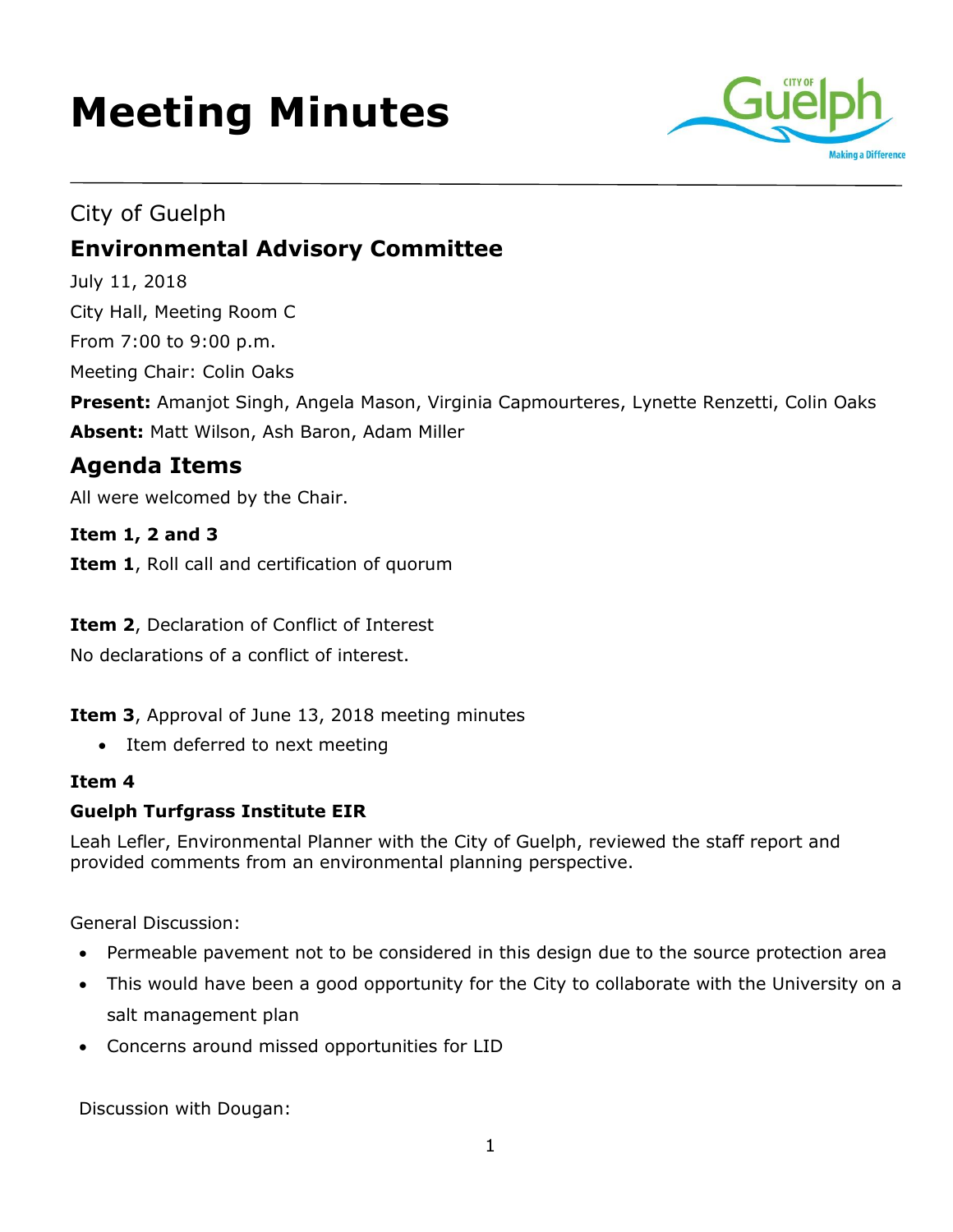# Meeting Minutes

City of Guelph

## Environmental Advisory Committee

July 11, 2018

City Hall, Meeting Room C

From 7:00 to 9:00 p.m.

Meeting Chair: Colin Oaks

**Present:** Amanjot Singh, Angela Mason, Virginia Capmourteres, Lynette Renzetti, Colin Oaks

**Absent:** Matt Wilson, Ash Baron, Adam Miller

## Agenda Items

All were welcomed by the Chair.

**Item 1, 2 and 3**

**Item 1**, Roll call and certification of quorum

**Item 2**, Declaration of Conflict of Interest

No declarations of a conflict of interest.

**Item 3**, Approval of June 13, 2018 meeting minutes

- Item deferred to next meeting

**Item 4**

**Guelph Turfgrass Institute EIR**

Leah Lefler, Environmental Planner with the City of Guelph, reviewed the staff report and provided comments from an environmental planning perspective.

General Discussion:

- Permeable pavement not to be considered in this design due to the source protection area
- This would have been a good opportunity for the City to collaborate with the University on a salt management plan
- Concerns around missed opportunities for LID

Discussion with Dougan: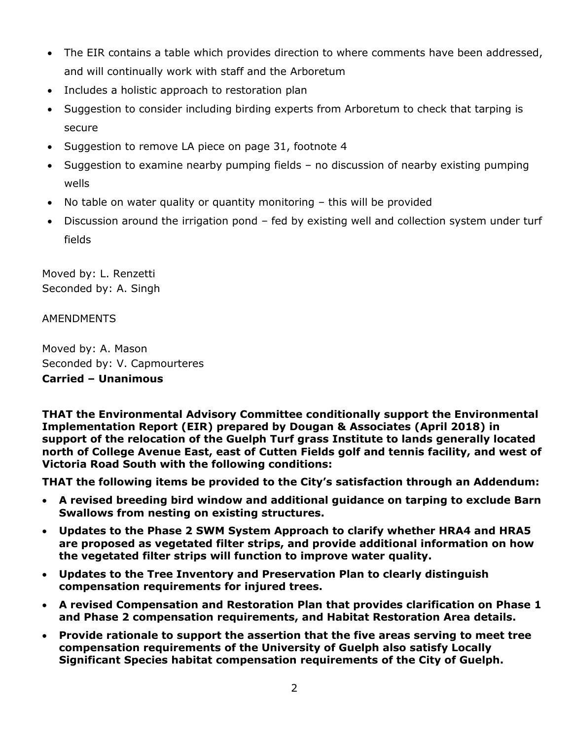- The EIR contains a table which provides direction to where comments have been addressed, and will continually work with staff and the Arboretum
- Includes a holistic approach to restoration plan
- Suggestion to consider including birding experts from Arboretum to check that tarping is secure
- Suggestion to remove LA piece on page 31, footnote 4
- Suggestion to examine nearby pumping fields – no discussion of nearby existing pumping wells
- No table on water quality or quantity monitoring – this will be provided
- Discussion around the irrigation pond – fed by existing well and collection system under turf fields

Moved by: L. Renzetti
Seconded by: A. Singh

AMENDMENTS

Moved by: A. Mason
Seconded by: V. Capmourteres
**Carried – Unanimous**

**THAT the Environmental Advisory Committee conditionally support the Environmental Implementation Report (EIR) prepared by Dougan & Associates (April 2018) in support of the relocation of the Guelph Turf grass Institute to lands generally located north of College Avenue East, east of Cutten Fields golf and tennis facility, and west of Victoria Road South with the following conditions:**

**THAT the following items be provided to the City's satisfaction through an Addendum:**

- **A revised breeding bird window and additional guidance on tarping to exclude Barn Swallows from nesting on existing structures.**
- **Updates to the Phase 2 SWM System Approach to clarify whether HRA4 and HRA5 are proposed as vegetated filter strips, and provide additional information on how the vegetated filter strips will function to improve water quality.**
- **Updates to the Tree Inventory and Preservation Plan to clearly distinguish compensation requirements for injured trees.**
- **A revised Compensation and Restoration Plan that provides clarification on Phase 1 and Phase 2 compensation requirements, and Habitat Restoration Area details.**
- **Provide rationale to support the assertion that the five areas serving to meet tree compensation requirements of the University of Guelph also satisfy Locally Significant Species habitat compensation requirements of the City of Guelph.**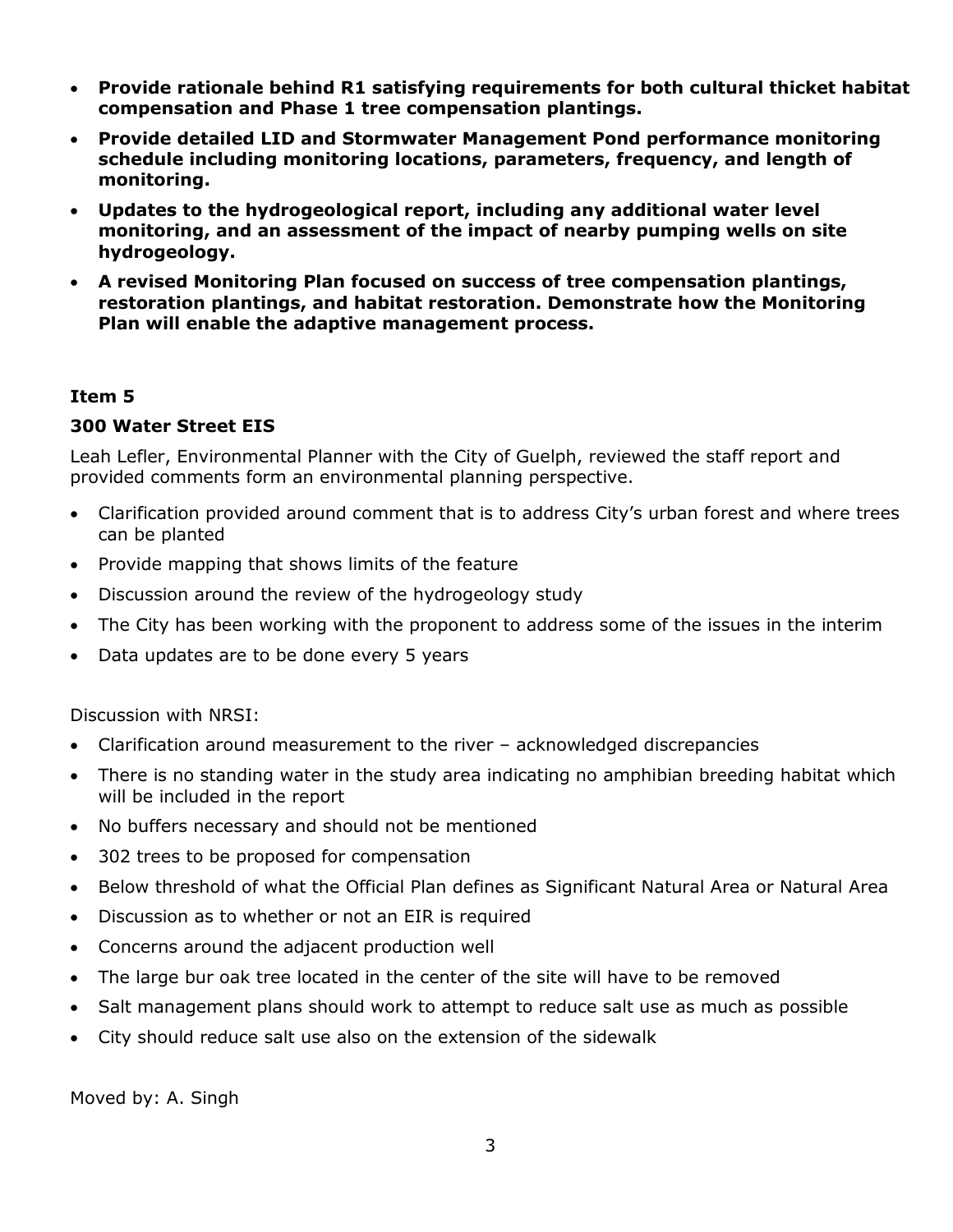- **Provide rationale behind R1 satisfying requirements for both cultural thicket habitat compensation and Phase 1 tree compensation plantings.**
- **Provide detailed LID and Stormwater Management Pond performance monitoring schedule including monitoring locations, parameters, frequency, and length of monitoring.**
- **Updates to the hydrogeological report, including any additional water level monitoring, and an assessment of the impact of nearby pumping wells on site hydrogeology.**
- **A revised Monitoring Plan focused on success of tree compensation plantings, restoration plantings, and habitat restoration. Demonstrate how the Monitoring Plan will enable the adaptive management process.**

### Item 5

### 300 Water Street EIS

Leah Lefler, Environmental Planner with the City of Guelph, reviewed the staff report and provided comments form an environmental planning perspective.

- Clarification provided around comment that is to address City's urban forest and where trees can be planted
- Provide mapping that shows limits of the feature
- Discussion around the review of the hydrogeology study
- The City has been working with the proponent to address some of the issues in the interim
- Data updates are to be done every 5 years

Discussion with NRSI:

- Clarification around measurement to the river – acknowledged discrepancies
- There is no standing water in the study area indicating no amphibian breeding habitat which will be included in the report
- No buffers necessary and should not be mentioned
- 302 trees to be proposed for compensation
- Below threshold of what the Official Plan defines as Significant Natural Area or Natural Area
- Discussion as to whether or not an EIR is required
- Concerns around the adjacent production well
- The large bur oak tree located in the center of the site will have to be removed
- Salt management plans should work to attempt to reduce salt use as much as possible
- City should reduce salt use also on the extension of the sidewalk

Moved by: A. Singh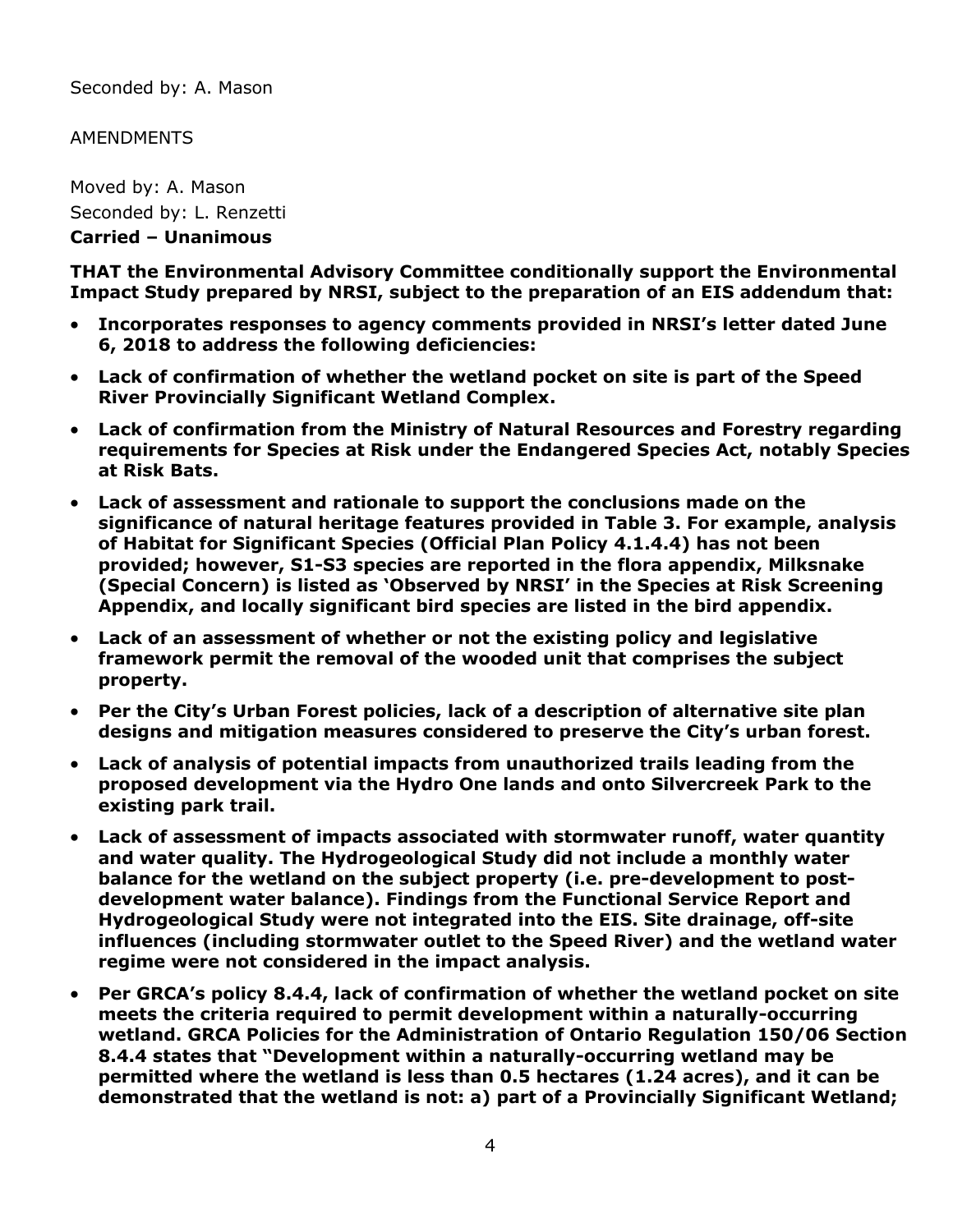Seconded by: A. Mason

AMENDMENTS

Moved by: A. Mason
Seconded by: L. Renzetti
**Carried – Unanimous**

**THAT the Environmental Advisory Committee conditionally support the Environmental Impact Study prepared by NRSI, subject to the preparation of an EIS addendum that:**

- **Incorporates responses to agency comments provided in NRSI's letter dated June 6, 2018 to address the following deficiencies:**
- **Lack of confirmation of whether the wetland pocket on site is part of the Speed River Provincially Significant Wetland Complex.**
- **Lack of confirmation from the Ministry of Natural Resources and Forestry regarding requirements for Species at Risk under the Endangered Species Act, notably Species at Risk Bats.**
- **Lack of assessment and rationale to support the conclusions made on the significance of natural heritage features provided in Table 3. For example, analysis of Habitat for Significant Species (Official Plan Policy 4.1.4.4) has not been provided; however, S1-S3 species are reported in the flora appendix, Milksnake (Special Concern) is listed as 'Observed by NRSI' in the Species at Risk Screening Appendix, and locally significant bird species are listed in the bird appendix.**
- **Lack of an assessment of whether or not the existing policy and legislative framework permit the removal of the wooded unit that comprises the subject property.**
- **Per the City's Urban Forest policies, lack of a description of alternative site plan designs and mitigation measures considered to preserve the City's urban forest.**
- **Lack of analysis of potential impacts from unauthorized trails leading from the proposed development via the Hydro One lands and onto Silvercreek Park to the existing park trail.**
- **Lack of assessment of impacts associated with stormwater runoff, water quantity and water quality. The Hydrogeological Study did not include a monthly water balance for the wetland on the subject property (i.e. pre-development to post-development water balance). Findings from the Functional Service Report and Hydrogeological Study were not integrated into the EIS. Site drainage, off-site influences (including stormwater outlet to the Speed River) and the wetland water regime were not considered in the impact analysis.**
- **Per GRCA's policy 8.4.4, lack of confirmation of whether the wetland pocket on site meets the criteria required to permit development within a naturally-occurring wetland. GRCA Policies for the Administration of Ontario Regulation 150/06 Section 8.4.4 states that "Development within a naturally-occurring wetland may be permitted where the wetland is less than 0.5 hectares (1.24 acres), and it can be demonstrated that the wetland is not: a) part of a Provincially Significant Wetland;**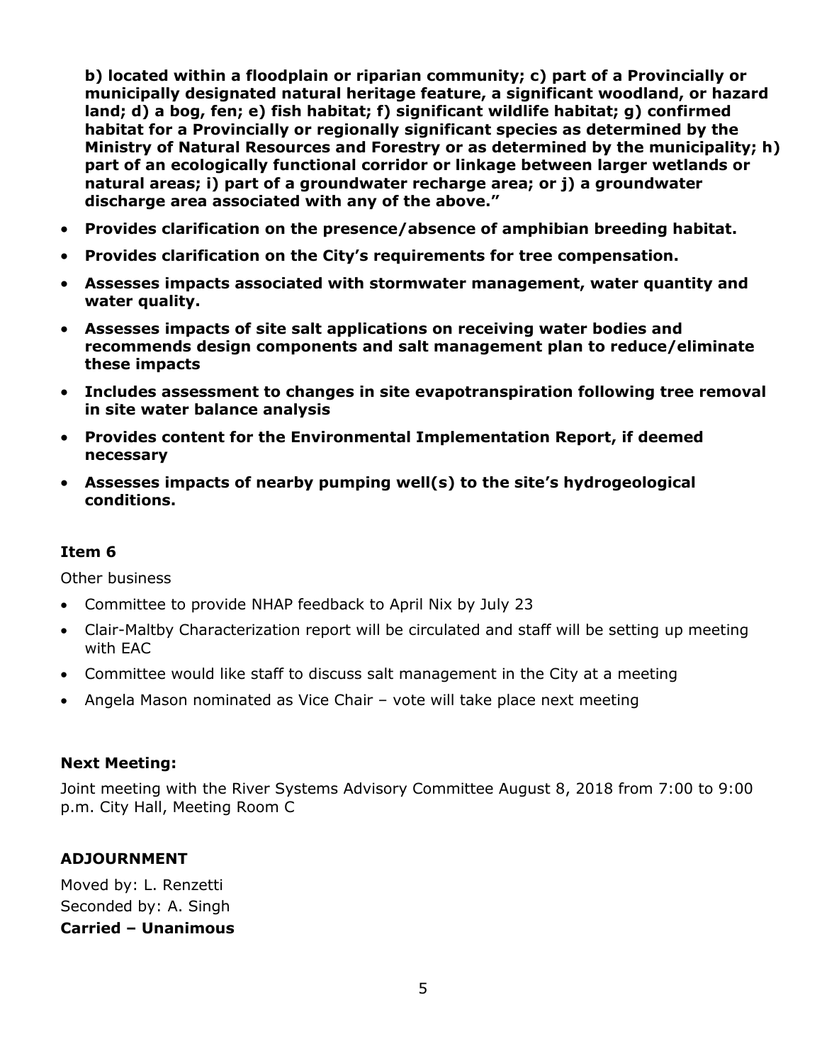**b) located within a floodplain or riparian community; c) part of a Provincially or municipally designated natural heritage feature, a significant woodland, or hazard land; d) a bog, fen; e) fish habitat; f) significant wildlife habitat; g) confirmed habitat for a Provincially or regionally significant species as determined by the Ministry of Natural Resources and Forestry or as determined by the municipality; h) part of an ecologically functional corridor or linkage between larger wetlands or natural areas; i) part of a groundwater recharge area; or j) a groundwater discharge area associated with any of the above."**

- **Provides clarification on the presence/absence of amphibian breeding habitat.**
- **Provides clarification on the City's requirements for tree compensation.**
- **Assesses impacts associated with stormwater management, water quantity and water quality.**
- **Assesses impacts of site salt applications on receiving water bodies and recommends design components and salt management plan to reduce/eliminate these impacts**
- **Includes assessment to changes in site evapotranspiration following tree removal in site water balance analysis**
- **Provides content for the Environmental Implementation Report, if deemed necessary**
- **Assesses impacts of nearby pumping well(s) to the site's hydrogeological conditions.**

### Item 6

Other business

- Committee to provide NHAP feedback to April Nix by July 23
- Clair-Maltby Characterization report will be circulated and staff will be setting up meeting with EAC
- Committee would like staff to discuss salt management in the City at a meeting
- Angela Mason nominated as Vice Chair – vote will take place next meeting

### Next Meeting:

Joint meeting with the River Systems Advisory Committee August 8, 2018 from 7:00 to 9:00 p.m. City Hall, Meeting Room C

### ADJOURNMENT

Moved by: L. Renzetti
Seconded by: A. Singh
**Carried – Unanimous**